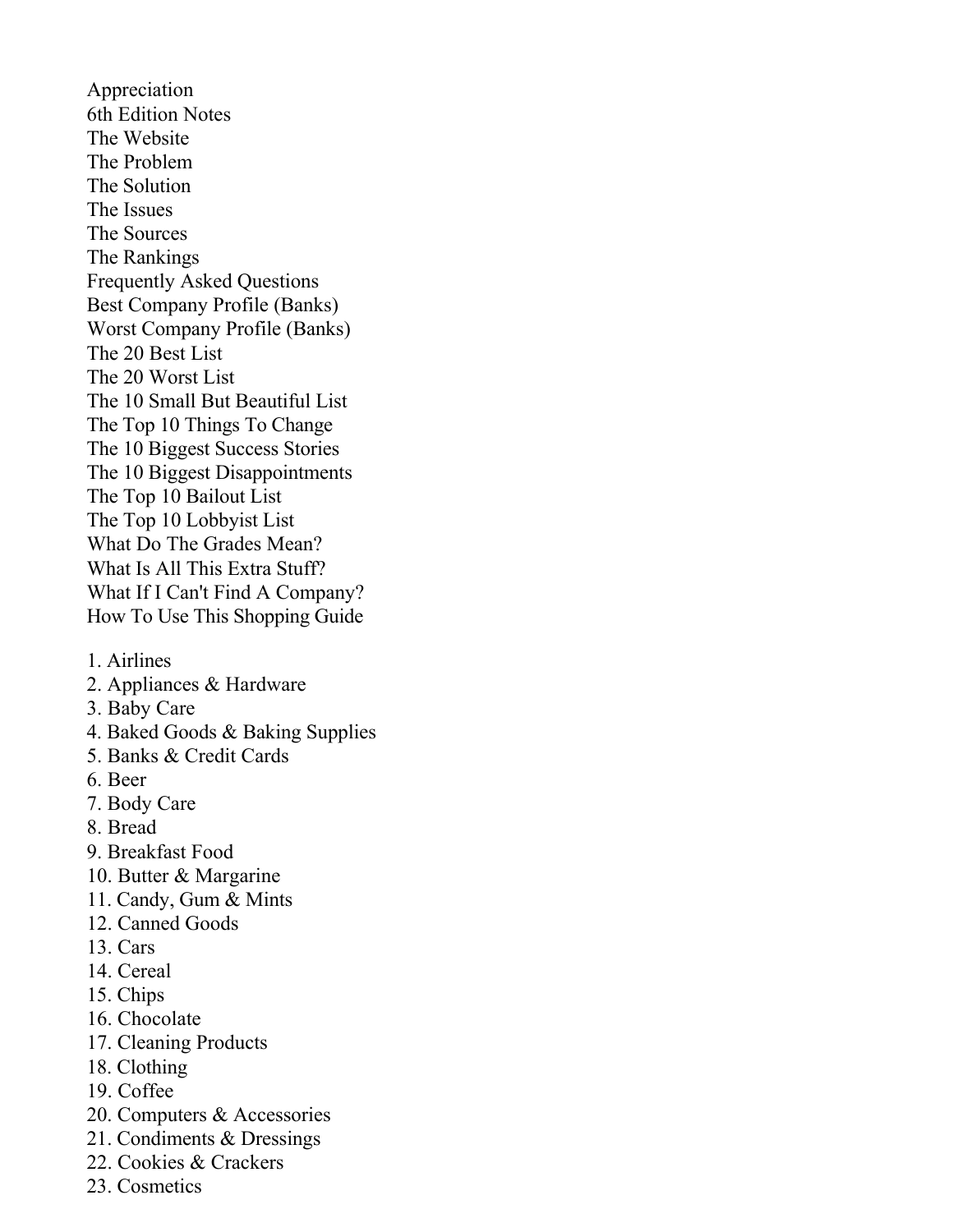Appreciation
6th Edition Notes
The Website
The Problem
The Solution
The Issues
The Sources
The Rankings
Frequently Asked Questions
Best Company Profile (Banks)
Worst Company Profile (Banks)
The 20 Best List
The 20 Worst List
The 10 Small But Beautiful List
The Top 10 Things To Change
The 10 Biggest Success Stories
The 10 Biggest Disappointments
The Top 10 Bailout List
The Top 10 Lobbyist List
What Do The Grades Mean?
What Is All This Extra Stuff?
What If I Can't Find A Company?
How To Use This Shopping Guide

1. Airlines
2. Appliances & Hardware
3. Baby Care
4. Baked Goods & Baking Supplies
5. Banks & Credit Cards
6. Beer
7. Body Care
8. Bread
9. Breakfast Food
10. Butter & Margarine
11. Candy, Gum & Mints
12. Canned Goods
13. Cars
14. Cereal
15. Chips
16. Chocolate
17. Cleaning Products
18. Clothing
19. Coffee
20. Computers & Accessories
21. Condiments & Dressings
22. Cookies & Crackers
23. Cosmetics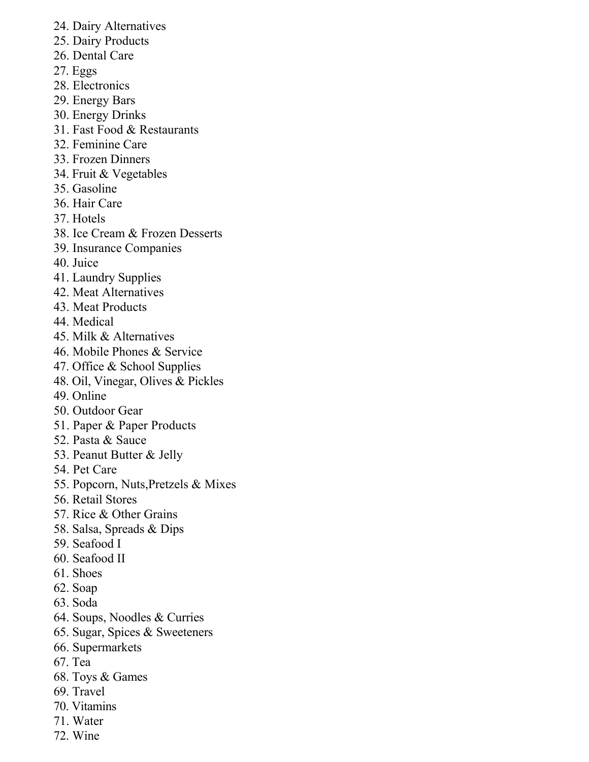24. Dairy Alternatives
25. Dairy Products
26. Dental Care
27. Eggs
28. Electronics
29. Energy Bars
30. Energy Drinks
31. Fast Food & Restaurants
32. Feminine Care
33. Frozen Dinners
34. Fruit & Vegetables
35. Gasoline
36. Hair Care
37. Hotels
38. Ice Cream & Frozen Desserts
39. Insurance Companies
40. Juice
41. Laundry Supplies
42. Meat Alternatives
43. Meat Products
44. Medical
45. Milk & Alternatives
46. Mobile Phones & Service
47. Office & School Supplies
48. Oil, Vinegar, Olives & Pickles
49. Online
50. Outdoor Gear
51. Paper & Paper Products
52. Pasta & Sauce
53. Peanut Butter & Jelly
54. Pet Care
55. Popcorn, Nuts,Pretzels & Mixes
56. Retail Stores
57. Rice & Other Grains
58. Salsa, Spreads & Dips
59. Seafood I
60. Seafood II
61. Shoes
62. Soap
63. Soda
64. Soups, Noodles & Curries
65. Sugar, Spices & Sweeteners
66. Supermarkets
67. Tea
68. Toys & Games
69. Travel
70. Vitamins
71. Water
72. Wine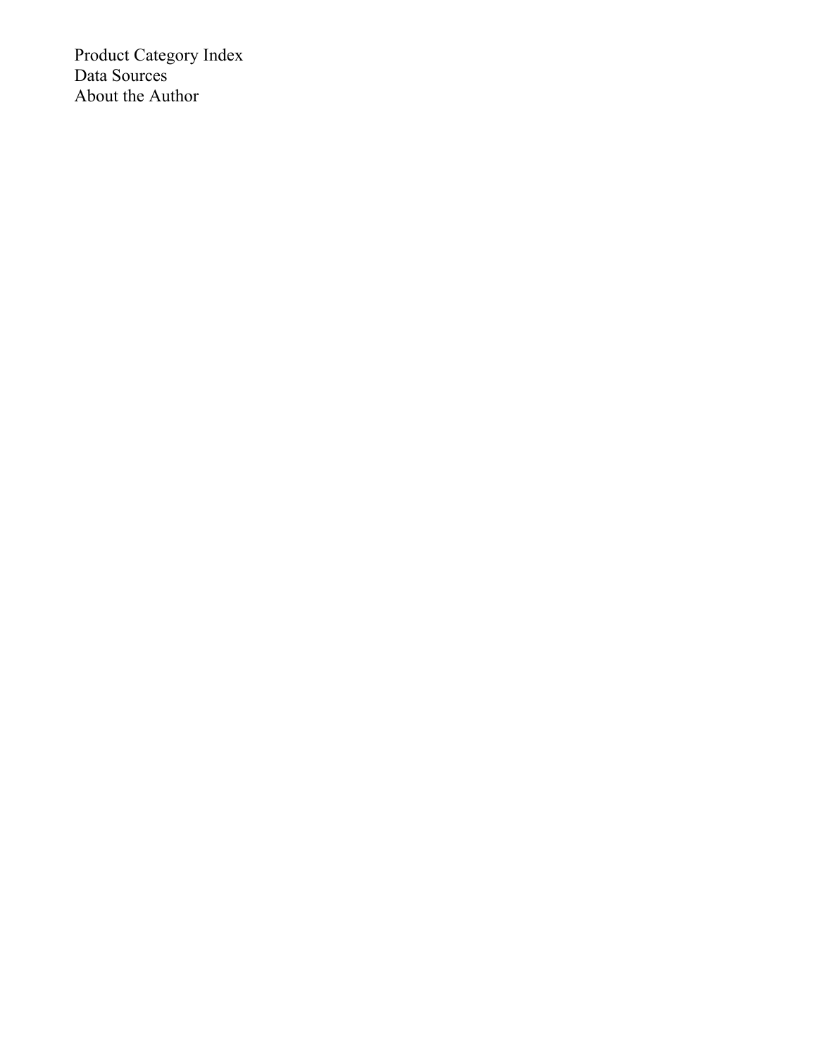Product Category Index
Data Sources
About the Author